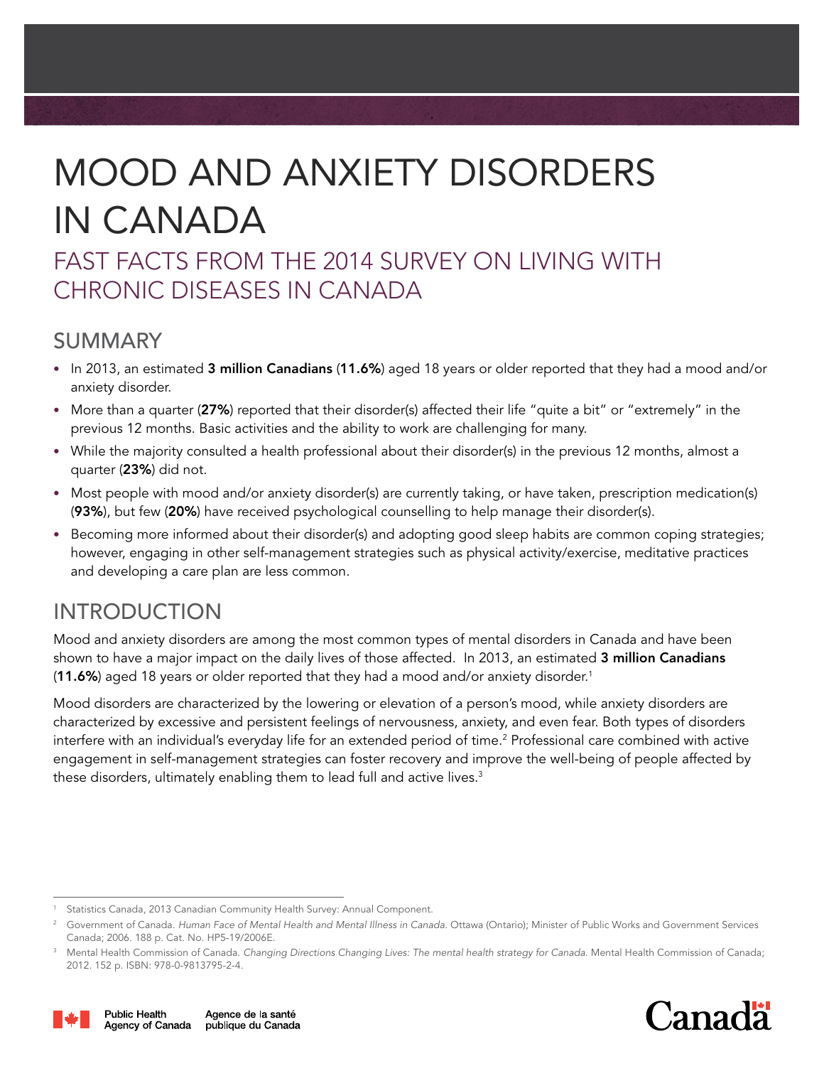# MOOD AND ANXIETY DISORDERS IN CANADA

## FAST FACTS FROM THE 2014 SURVEY ON LIVING WITH CHRONIC DISEASES IN CANADA

## SUMMARY

- In 2013, an estimated **3 million Canadians** (**11.6%**) aged 18 years or older reported that they had a mood and/or anxiety disorder.
- More than a quarter (**27%**) reported that their disorder(s) affected their life "quite a bit" or "extremely" in the previous 12 months. Basic activities and the ability to work are challenging for many.
- While the majority consulted a health professional about their disorder(s) in the previous 12 months, almost a quarter (**23%**) did not.
- Most people with mood and/or anxiety disorder(s) are currently taking, or have taken, prescription medication(s) (**93%**), but few (**20%**) have received psychological counselling to help manage their disorder(s).
- Becoming more informed about their disorder(s) and adopting good sleep habits are common coping strategies; however, engaging in other self-management strategies such as physical activity/exercise, meditative practices and developing a care plan are less common.

## INTRODUCTION

Mood and anxiety disorders are among the most common types of mental disorders in Canada and have been shown to have a major impact on the daily lives of those affected. In 2013, an estimated **3 million Canadians** (**11.6%**) aged 18 years or older reported that they had a mood and/or anxiety disorder.[1]

Mood disorders are characterized by the lowering or elevation of a person's mood, while anxiety disorders are characterized by excessive and persistent feelings of nervousness, anxiety, and even fear. Both types of disorders interfere with an individual's everyday life for an extended period of time.[2] Professional care combined with active engagement in self-management strategies can foster recovery and improve the well-being of people affected by these disorders, ultimately enabling them to lead full and active lives.[3]

---

[1] Statistics Canada, 2013 Canadian Community Health Survey: Annual Component.

[2] Government of Canada. *Human Face of Mental Health and Mental Illness in Canada*. Ottawa (Ontario); Minister of Public Works and Government Services Canada; 2006. 188 p. Cat. No. HP5-19/2006E.

[3] Mental Health Commission of Canada. *Changing Directions Changing Lives: The mental health strategy for Canada*. Mental Health Commission of Canada; 2012. 152 p. ISBN: 978-0-9813795-2-4.

Public Health Agency of Canada | Agence de la santé publique du Canada

Canada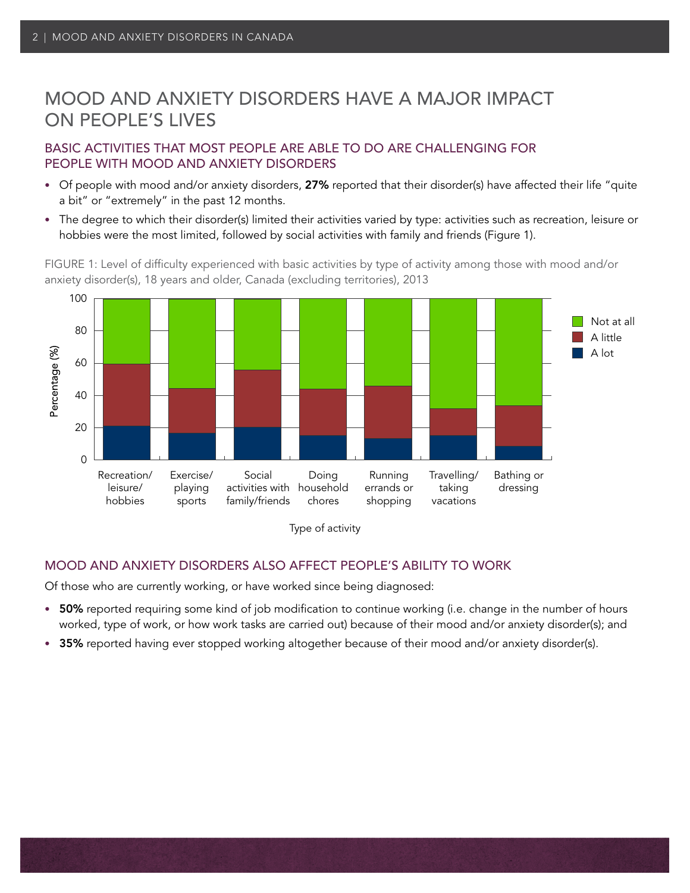# MOOD AND ANXIETY DISORDERS HAVE A MAJOR IMPACT ON PEOPLE'S LIVES

## BASIC ACTIVITIES THAT MOST PEOPLE ARE ABLE TO DO ARE CHALLENGING FOR PEOPLE WITH MOOD AND ANXIETY DISORDERS

- Of people with mood and/or anxiety disorders, **27%** reported that their disorder(s) have affected their life "quite a bit" or "extremely" in the past 12 months.
- The degree to which their disorder(s) limited their activities varied by type: activities such as recreation, leisure or hobbies were the most limited, followed by social activities with family and friends (Figure 1).

FIGURE 1: Level of difficulty experienced with basic activities by type of activity among those with mood and/or anxiety disorder(s), 18 years and older, Canada (excluding territories), 2013

Percentage (%)

100
80
60
40
20
0

Recreation/leisure/hobbies
Exercise/playing sports
Social activities with family/friends
Doing household chores
Running errands or shopping
Travelling/taking vacations
Bathing or dressing

Type of activity

Not at all
A little
A lot

## MOOD AND ANXIETY DISORDERS ALSO AFFECT PEOPLE'S ABILITY TO WORK

Of those who are currently working, or have worked since being diagnosed:

- **50%** reported requiring some kind of job modification to continue working (i.e. change in the number of hours worked, type of work, or how work tasks are carried out) because of their mood and/or anxiety disorder(s); and
- **35%** reported having ever stopped working altogether because of their mood and/or anxiety disorder(s).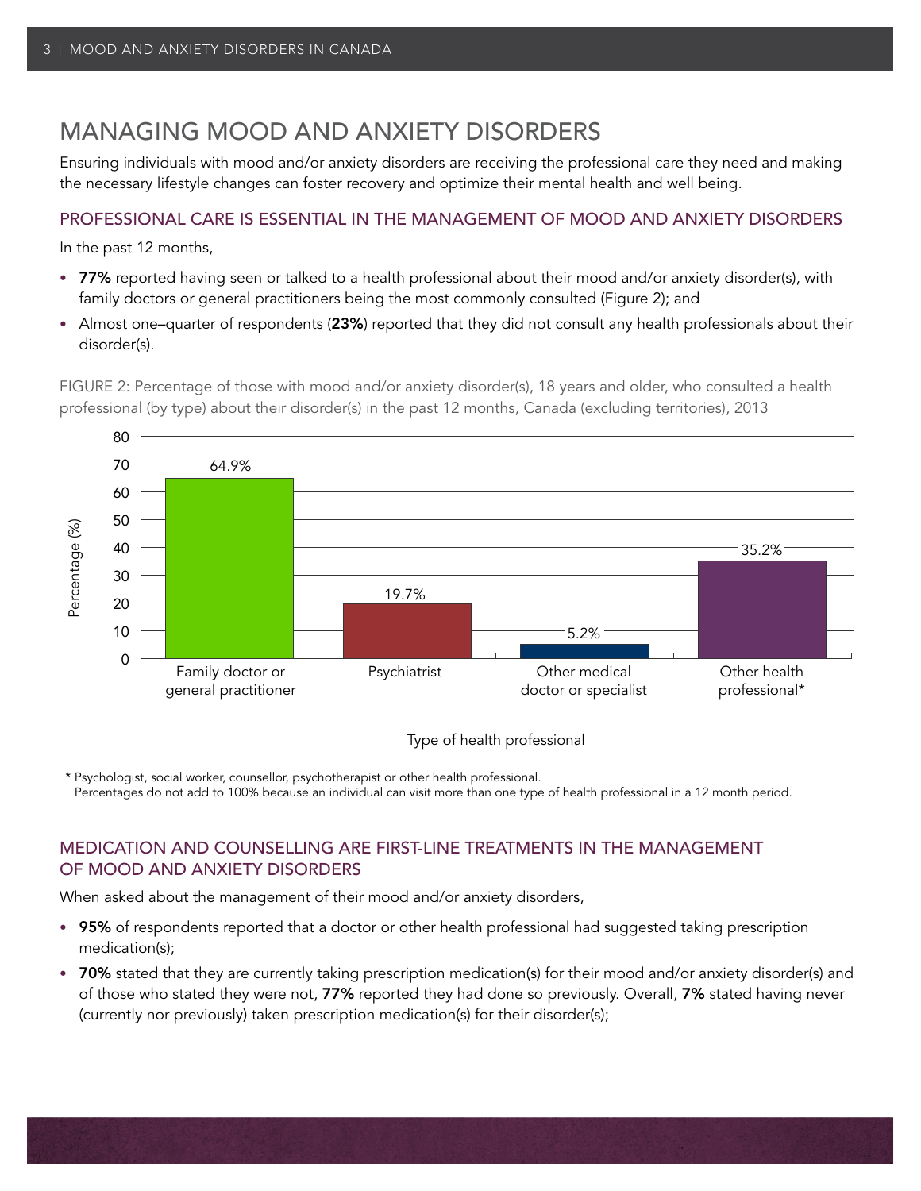# MANAGING MOOD AND ANXIETY DISORDERS

Ensuring individuals with mood and/or anxiety disorders are receiving the professional care they need and making the necessary lifestyle changes can foster recovery and optimize their mental health and well being.

## PROFESSIONAL CARE IS ESSENTIAL IN THE MANAGEMENT OF MOOD AND ANXIETY DISORDERS

In the past 12 months,

- **77%** reported having seen or talked to a health professional about their mood and/or anxiety disorder(s), with family doctors or general practitioners being the most commonly consulted (Figure 2); and
- Almost one–quarter of respondents (**23%**) reported that they did not consult any health professionals about their disorder(s).

FIGURE 2: Percentage of those with mood and/or anxiety disorder(s), 18 years and older, who consulted a health professional (by type) about their disorder(s) in the past 12 months, Canada (excluding territories), 2013

Percentage (%)

80
70
60
50
40
30
20
10
0

64.9%
19.7%
5.2%
35.2%

Family doctor or general practitioner
Psychiatrist
Other medical doctor or specialist
Other health professional*

Type of health professional

\* Psychologist, social worker, counsellor, psychotherapist or other health professional.
Percentages do not add to 100% because an individual can visit more than one type of health professional in a 12 month period.

## MEDICATION AND COUNSELLING ARE FIRST-LINE TREATMENTS IN THE MANAGEMENT OF MOOD AND ANXIETY DISORDERS

When asked about the management of their mood and/or anxiety disorders,

- **95%** of respondents reported that a doctor or other health professional had suggested taking prescription medication(s);
- **70%** stated that they are currently taking prescription medication(s) for their mood and/or anxiety disorder(s) and of those who stated they were not, **77%** reported they had done so previously. Overall, **7%** stated having never (currently nor previously) taken prescription medication(s) for their disorder(s);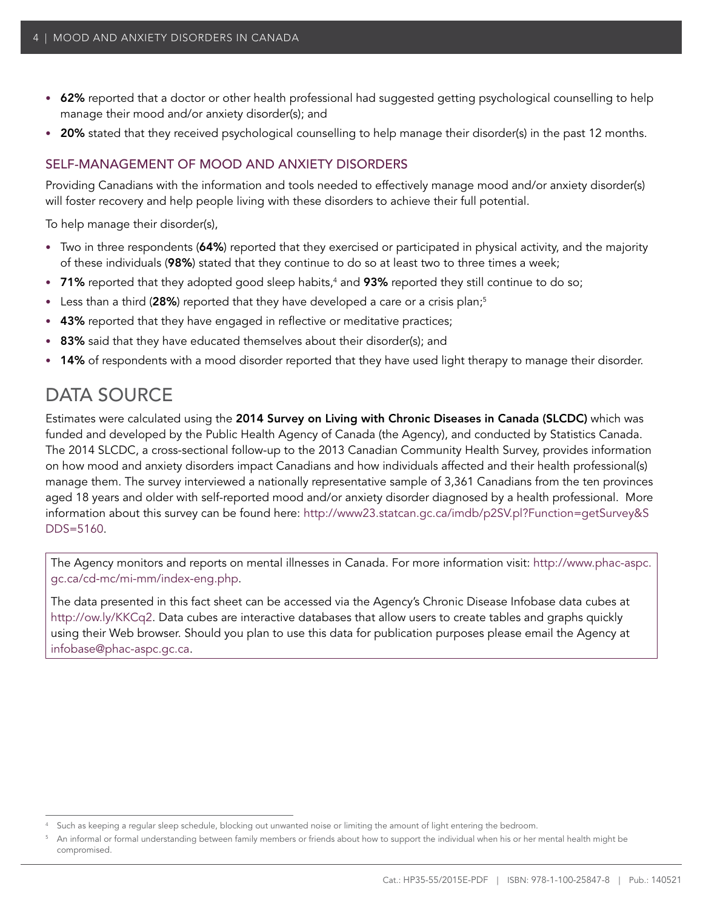- **62%** reported that a doctor or other health professional had suggested getting psychological counselling to help manage their mood and/or anxiety disorder(s); and
- **20%** stated that they received psychological counselling to help manage their disorder(s) in the past 12 months.

### SELF-MANAGEMENT OF MOOD AND ANXIETY DISORDERS

Providing Canadians with the information and tools needed to effectively manage mood and/or anxiety disorder(s) will foster recovery and help people living with these disorders to achieve their full potential.

To help manage their disorder(s),

- Two in three respondents (**64%**) reported that they exercised or participated in physical activity, and the majority of these individuals (**98%**) stated that they continue to do so at least two to three times a week;
- **71%** reported that they adopted good sleep habits,[4] and **93%** reported they still continue to do so;
- Less than a third (**28%**) reported that they have developed a care or a crisis plan;[5]
- **43%** reported that they have engaged in reflective or meditative practices;
- **83%** said that they have educated themselves about their disorder(s); and
- **14%** of respondents with a mood disorder reported that they have used light therapy to manage their disorder.

## DATA SOURCE

Estimates were calculated using the **2014 Survey on Living with Chronic Diseases in Canada (SLCDC)** which was funded and developed by the Public Health Agency of Canada (the Agency), and conducted by Statistics Canada. The 2014 SLCDC, a cross-sectional follow-up to the 2013 Canadian Community Health Survey, provides information on how mood and anxiety disorders impact Canadians and how individuals affected and their health professional(s) manage them. The survey interviewed a nationally representative sample of 3,361 Canadians from the ten provinces aged 18 years and older with self-reported mood and/or anxiety disorder diagnosed by a health professional. More information about this survey can be found here: http://www23.statcan.gc.ca/imdb/p2SV.pl?Function=getSurvey&SDDS=5160.

The Agency monitors and reports on mental illnesses in Canada. For more information visit: http://www.phac-aspc.gc.ca/cd-mc/mi-mm/index-eng.php.

The data presented in this fact sheet can be accessed via the Agency's Chronic Disease Infobase data cubes at http://ow.ly/KKCq2. Data cubes are interactive databases that allow users to create tables and graphs quickly using their Web browser. Should you plan to use this data for publication purposes please email the Agency at infobase@phac-aspc.gc.ca.

---

[4] Such as keeping a regular sleep schedule, blocking out unwanted noise or limiting the amount of light entering the bedroom.

[5] An informal or formal understanding between family members or friends about how to support the individual when his or her mental health might be compromised.

Cat.: HP35-55/2015E-PDF | ISBN: 978-1-100-25847-8 | Pub.: 140521